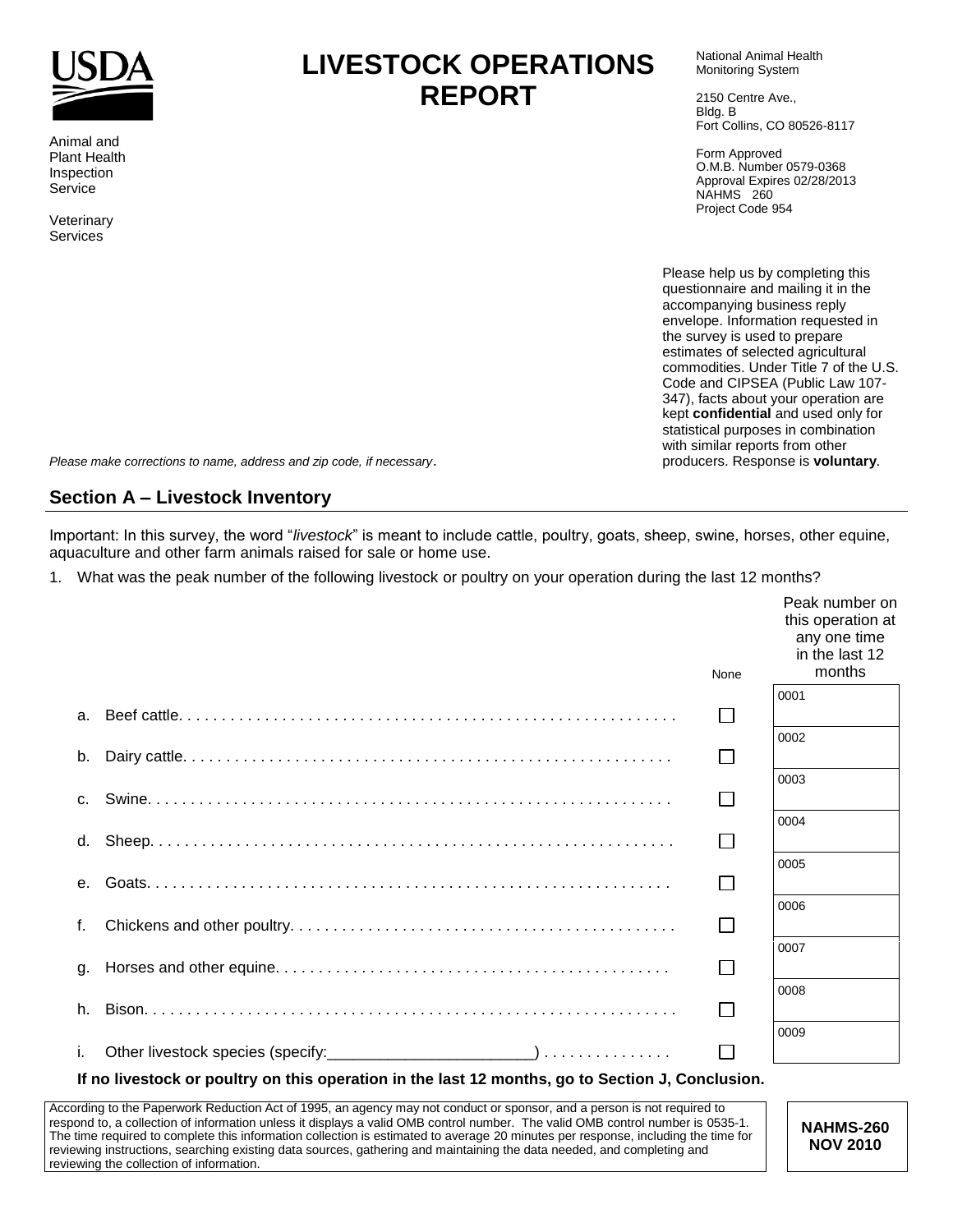USDA

Animal and Plant Health Inspection Service

Veterinary Services

# LIVESTOCK OPERATIONS REPORT

National Animal Health Monitoring System

2150 Centre Ave., Bldg. B
Fort Collins, CO 80526-8117

Form Approved
O.M.B. Number 0579-0368
Approval Expires 02/28/2013
NAHMS 260
Project Code 954

Please help us by completing this questionnaire and mailing it in the accompanying business reply envelope. Information requested in the survey is used to prepare estimates of selected agricultural commodities. Under Title 7 of the U.S. Code and CIPSEA (Public Law 107-347), facts about your operation are kept **confidential** and used only for statistical purposes in combination with similar reports from other producers. Response is **voluntary**.

*Please make corrections to name, address and zip code, if necessary*.

## Section A – Livestock Inventory

Important: In this survey, the word "*livestock*" is meant to include cattle, poultry, goats, sheep, swine, horses, other equine, aquaculture and other farm animals raised for sale or home use.

1. What was the peak number of the following livestock or poultry on your operation during the last 12 months?

| | None | Peak number on this operation at any one time in the last 12 months |
|---|---|---|
| a. Beef cattle | ☐ | 0001 |
| b. Dairy cattle | ☐ | 0002 |
| c. Swine | ☐ | 0003 |
| d. Sheep | ☐ | 0004 |
| e. Goats | ☐ | 0005 |
| f. Chickens and other poultry | ☐ | 0006 |
| g. Horses and other equine | ☐ | 0007 |
| h. Bison | ☐ | 0008 |
| i. Other livestock species (specify:_______________________) | ☐ | 0009 |

**If no livestock or poultry on this operation in the last 12 months, go to Section J, Conclusion.**

According to the Paperwork Reduction Act of 1995, an agency may not conduct or sponsor, and a person is not required to respond to, a collection of information unless it displays a valid OMB control number. The valid OMB control number is 0535-1. The time required to complete this information collection is estimated to average 20 minutes per response, including the time for reviewing instructions, searching existing data sources, gathering and maintaining the data needed, and completing and reviewing the collection of information.

**NAHMS-260**
**NOV 2010**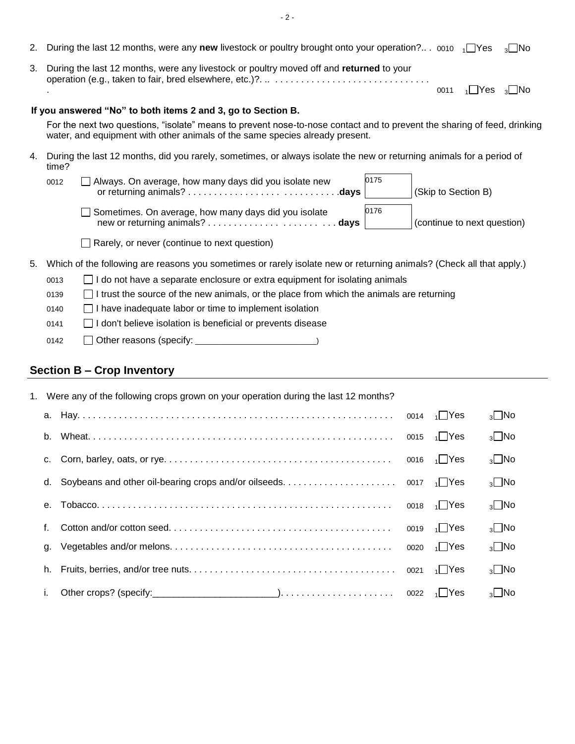2. During the last 12 months, were any **new** livestock or poultry brought onto your operation?.. . 0010 ₁☐Yes ₃☐No

3. During the last 12 months, were any livestock or poultry moved off and **returned** to your operation (e.g., taken to fair, bred elsewhere, etc.)?. .. . . . . . . . . . . . . . . . . . . . . . . . . . . . . . . . 0011 ₁☐Yes ₃☐No

**If you answered "No" to both items 2 and 3, go to Section B.**

For the next two questions, "isolate" means to prevent nose-to-nose contact and to prevent the sharing of feed, drinking water, and equipment with other animals of the same species already present.

4. During the last 12 months, did you rarely, sometimes, or always isolate the new or returning animals for a period of time?

   0012 ☐ Always. On average, how many days did you isolate new or returning animals? . . . . . . . . . . . . . . . . . . . . . . . . . . . . . .**days** [0175 ______] (Skip to Section B)

   ☐ Sometimes. On average, how many days did you isolate new or returning animals? . . . . . . . . . . . . . . . . . . . . . . . . . . . **days** [0176 ______] (continue to next question)

   ☐ Rarely, or never (continue to next question)

5. Which of the following are reasons you sometimes or rarely isolate new or returning animals? (Check all that apply.)

   0013 ☐ I do not have a separate enclosure or extra equipment for isolating animals

   0139 ☐ I trust the source of the new animals, or the place from which the animals are returning

   0140 ☐ I have inadequate labor or time to implement isolation

   0141 ☐ I don't believe isolation is beneficial or prevents disease

   0142 ☐ Other reasons (specify: ______________________)

## Section B – Crop Inventory

1. Were any of the following crops grown on your operation during the last 12 months?

   a. Hay. . . . . . . . . . . . . . . . . . . . . . . . . . . . . . . . . . . . . . . . . . . . . . . . . . . . . . . . . . . . 0014 ₁☐Yes ₃☐No

   b. Wheat. . . . . . . . . . . . . . . . . . . . . . . . . . . . . . . . . . . . . . . . . . . . . . . . . . . . . . . . . . 0015 ₁☐Yes ₃☐No

   c. Corn, barley, oats, or rye. . . . . . . . . . . . . . . . . . . . . . . . . . . . . . . . . . . . . . . . . . . . 0016 ₁☐Yes ₃☐No

   d. Soybeans and other oil-bearing crops and/or oilseeds. . . . . . . . . . . . . . . . . . . . . . 0017 ₁☐Yes ₃☐No

   e. Tobacco. . . . . . . . . . . . . . . . . . . . . . . . . . . . . . . . . . . . . . . . . . . . . . . . . . . . . . . . . 0018 ₁☐Yes ₃☐No

   f. Cotton and/or cotton seed. . . . . . . . . . . . . . . . . . . . . . . . . . . . . . . . . . . . . . . . . . . 0019 ₁☐Yes ₃☐No

   g. Vegetables and/or melons. . . . . . . . . . . . . . . . . . . . . . . . . . . . . . . . . . . . . . . . . . . 0020 ₁☐Yes ₃☐No

   h. Fruits, berries, and/or tree nuts. . . . . . . . . . . . . . . . . . . . . . . . . . . . . . . . . . . . . . . 0021 ₁☐Yes ₃☐No

   i. Other crops? (specify:______________________). . . . . . . . . . . . . . . . . . . . . . 0022 ₁☐Yes ₃☐No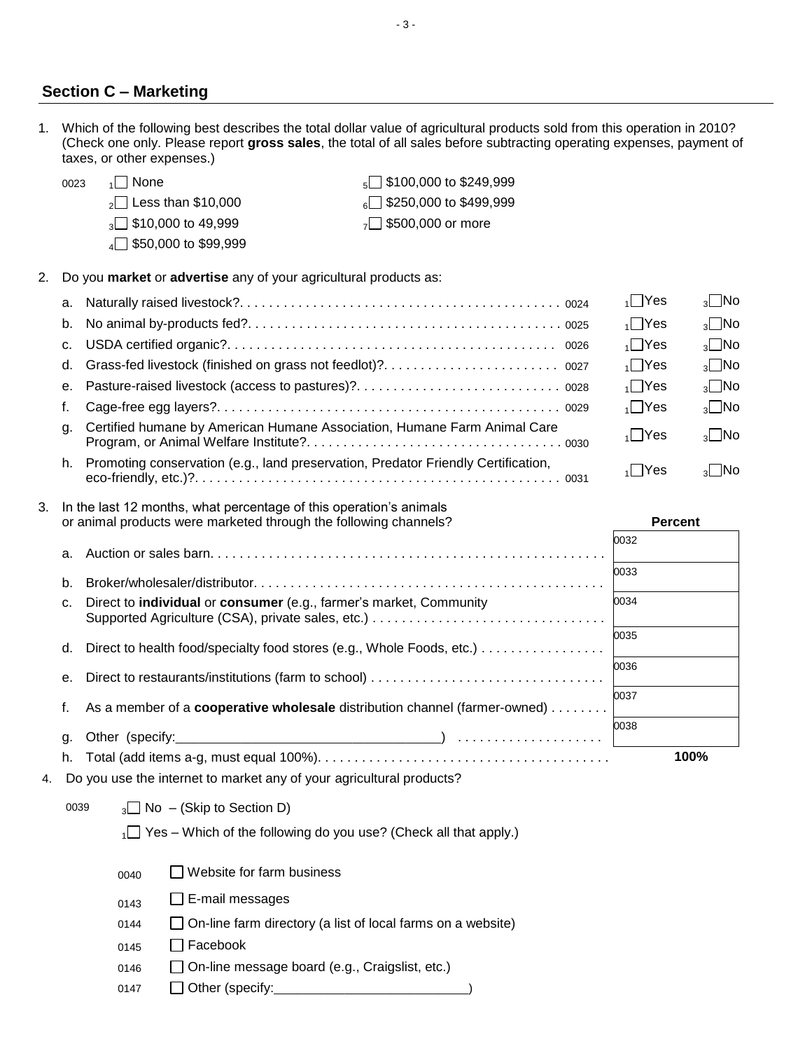## Section C – Marketing

1. Which of the following best describes the total dollar value of agricultural products sold from this operation in 2010? (Check one only. Please report **gross sales**, the total of all sales before subtracting operating expenses, payment of taxes, or other expenses.)

   0023
   - 1☐ None
   - 2☐ Less than $10,000
   - 3☐ $10,000 to 49,999
   - 4☐ $50,000 to $99,999
   - 5☐ $100,000 to $249,999
   - 6☐ $250,000 to $499,999
   - 7☐ $500,000 or more

2. Do you **market** or **advertise** any of your agricultural products as:

| | | Code | Yes | No |
|---|---|---|---|---|
| a. | Naturally raised livestock? | 0024 | 1☐ Yes | 3☐ No |
| b. | No animal by-products fed? | 0025 | 1☐ Yes | 3☐ No |
| c. | USDA certified organic? | 0026 | 1☐ Yes | 3☐ No |
| d. | Grass-fed livestock (finished on grass not feedlot)? | 0027 | 1☐ Yes | 3☐ No |
| e. | Pasture-raised livestock (access to pastures)? | 0028 | 1☐ Yes | 3☐ No |
| f. | Cage-free egg layers? | 0029 | 1☐ Yes | 3☐ No |
| g. | Certified humane by American Humane Association, Humane Farm Animal Care Program, or Animal Welfare Institute? | 0030 | 1☐ Yes | 3☐ No |
| h. | Promoting conservation (e.g., land preservation, Predator Friendly Certification, eco-friendly, etc.)? | 0031 | 1☐ Yes | 3☐ No |

3. In the last 12 months, what percentage of this operation's animals or animal products were marketed through the following channels?

| | | Percent |
|---|---|---|
| a. | Auction or sales barn | 0032 |
| b. | Broker/wholesaler/distributor | 0033 |
| c. | Direct to **individual** or **consumer** (e.g., farmer's market, Community Supported Agriculture (CSA), private sales, etc.) | 0034 |
| d. | Direct to health food/specialty food stores (e.g., Whole Foods, etc.) | 0035 |
| e. | Direct to restaurants/institutions (farm to school) | 0036 |
| f. | As a member of a **cooperative wholesale** distribution channel (farmer-owned) | 0037 |
| g. | Other (specify:______________________________) | 0038 |
| h. | Total (add items a-g, must equal 100%) | **100%** |

4. Do you use the internet to market any of your agricultural products?

   0039
   - 3☐ No – (Skip to Section D)
   - 1☐ Yes – Which of the following do you use? (Check all that apply.)
     - 0040 ☐ Website for farm business
     - 0143 ☐ E-mail messages
     - 0144 ☐ On-line farm directory (a list of local farms on a website)
     - 0145 ☐ Facebook
     - 0146 ☐ On-line message board (e.g., Craigslist, etc.)
     - 0147 ☐ Other (specify:______________________)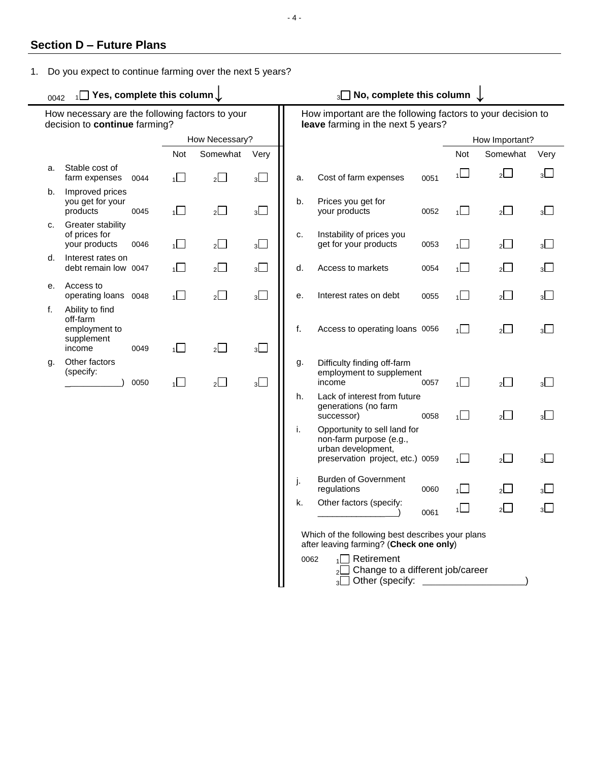## Section D – Future Plans

1. Do you expect to continue farming over the next 5 years?

0042 ₁☐ **Yes, complete this column** ↓

How necessary are the following factors to your decision to **continue** farming?

| | | | How Necessary? | | |
|---|---|---|---|---|---|
| | | | Not | Somewhat | Very |
| a. | Stable cost of farm expenses | 0044 | ₁☐ | ₂☐ | ₃☐ |
| b. | Improved prices you get for your products | 0045 | ₁☐ | ₂☐ | ₃☐ |
| c. | Greater stability of prices for your products | 0046 | ₁☐ | ₂☐ | ₃☐ |
| d. | Interest rates on debt remain low | 0047 | ₁☐ | ₂☐ | ₃☐ |
| e. | Access to operating loans | 0048 | ₁☐ | ₂☐ | ₃☐ |
| f. | Ability to find off-farm employment to supplement income | 0049 | ₁☐ | ₂☐ | ₃☐ |
| g. | Other factors (specify: __________) | 0050 | ₁☐ | ₂☐ | ₃☐ |

₃☐ **No, complete this column** ↓

How important are the following factors to your decision to **leave** farming in the next 5 years?

| | | | How Important? | | |
|---|---|---|---|---|---|
| | | | Not | Somewhat | Very |
| a. | Cost of farm expenses | 0051 | ₁☐ | ₂☐ | ₃☐ |
| b. | Prices you get for your products | 0052 | ₁☐ | ₂☐ | ₃☐ |
| c. | Instability of prices you get for your products | 0053 | ₁☐ | ₂☐ | ₃☐ |
| d. | Access to markets | 0054 | ₁☐ | ₂☐ | ₃☐ |
| e. | Interest rates on debt | 0055 | ₁☐ | ₂☐ | ₃☐ |
| f. | Access to operating loans | 0056 | ₁☐ | ₂☐ | ₃☐ |
| g. | Difficulty finding off-farm employment to supplement income | 0057 | ₁☐ | ₂☐ | ₃☐ |
| h. | Lack of interest from future generations (no farm successor) | 0058 | ₁☐ | ₂☐ | ₃☐ |
| i. | Opportunity to sell land for non-farm purpose (e.g., urban development, preservation project, etc.) | 0059 | ₁☐ | ₂☐ | ₃☐ |
| j. | Burden of Government regulations | 0060 | ₁☐ | ₂☐ | ₃☐ |
| k. | Other factors (specify: __________) | 0061 | ₁☐ | ₂☐ | ₃☐ |

Which of the following best describes your plans after leaving farming? (**Check one only**)

0062
- ₁☐ Retirement
- ₂☐ Change to a different job/career
- ₃☐ Other (specify: ____________________)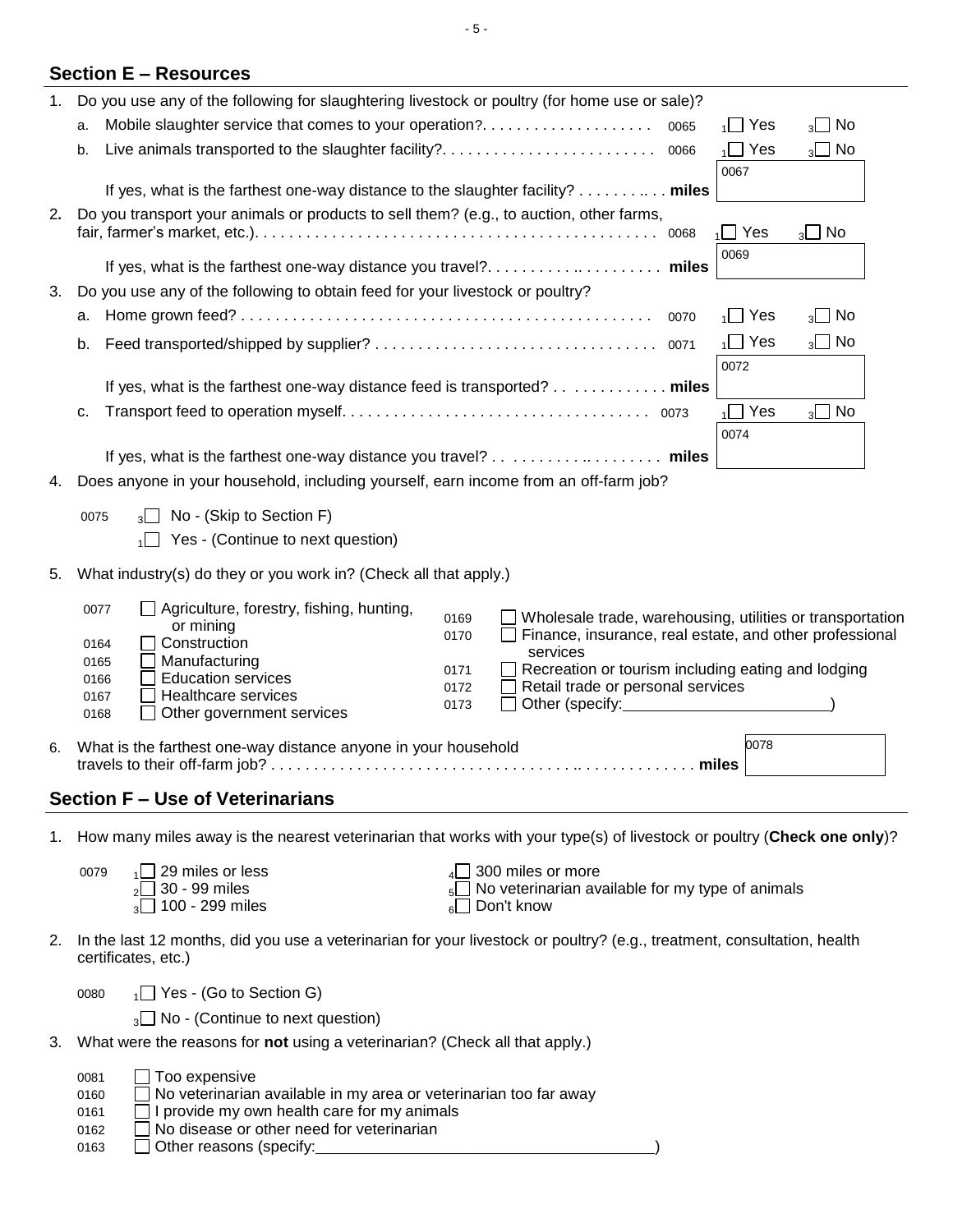## Section E – Resources

1. Do you use any of the following for slaughtering livestock or poultry (for home use or sale)?
   a. Mobile slaughter service that comes to your operation?.................... 0065 ☐ Yes ☐ No
   b. Live animals transported to the slaughter facility?......................... 0066 ☐ Yes ☐ No

      If yes, what is the farthest one-way distance to the slaughter facility? ............ **miles** 0067 ______

2. Do you transport your animals or products to sell them? (e.g., to auction, other farms, fair, farmer's market, etc.)............................................... 0068 ☐ Yes ☐ No

   If yes, what is the farthest one-way distance you travel?..................... **miles** 0069 ______

3. Do you use any of the following to obtain feed for your livestock or poultry?
   a. Home grown feed? ................................................ 0070 ☐ Yes ☐ No
   b. Feed transported/shipped by supplier? ................................. 0071 ☐ Yes ☐ No

      If yes, what is the farthest one-way distance feed is transported? ............. **miles** 0072 ______

   c. Transport feed to operation myself.................................... 0073 ☐ Yes ☐ No

      If yes, what is the farthest one-way distance you travel? ..................... **miles** 0074 ______

4. Does anyone in your household, including yourself, earn income from an off-farm job?

   0075 ☐ No - (Skip to Section F)
   ☐ Yes - (Continue to next question)

5. What industry(s) do they or you work in? (Check all that apply.)

   0077 ☐ Agriculture, forestry, fishing, hunting, or mining
   0164 ☐ Construction
   0165 ☐ Manufacturing
   0166 ☐ Education services
   0167 ☐ Healthcare services
   0168 ☐ Other government services
   0169 ☐ Wholesale trade, warehousing, utilities or transportation
   0170 ☐ Finance, insurance, real estate, and other professional services
   0171 ☐ Recreation or tourism including eating and lodging
   0172 ☐ Retail trade or personal services
   0173 ☐ Other (specify:________________________)

6. What is the farthest one-way distance anyone in your household travels to their off-farm job? ................................................ **miles** 0078 ______

## Section F – Use of Veterinarians

1. How many miles away is the nearest veterinarian that works with your type(s) of livestock or poultry (**Check one only**)?

   0079 ☐ 29 miles or less
   ☐ 30 - 99 miles
   ☐ 100 - 299 miles
   ☐ 300 miles or more
   ☐ No veterinarian available for my type of animals
   ☐ Don't know

2. In the last 12 months, did you use a veterinarian for your livestock or poultry? (e.g., treatment, consultation, health certificates, etc.)

   0080 ☐ Yes - (Go to Section G)
   ☐ No - (Continue to next question)

3. What were the reasons for **not** using a veterinarian? (Check all that apply.)

   0081 ☐ Too expensive
   0160 ☐ No veterinarian available in my area or veterinarian too far away
   0161 ☐ I provide my own health care for my animals
   0162 ☐ No disease or other need for veterinarian
   0163 ☐ Other reasons (specify:______________________________________)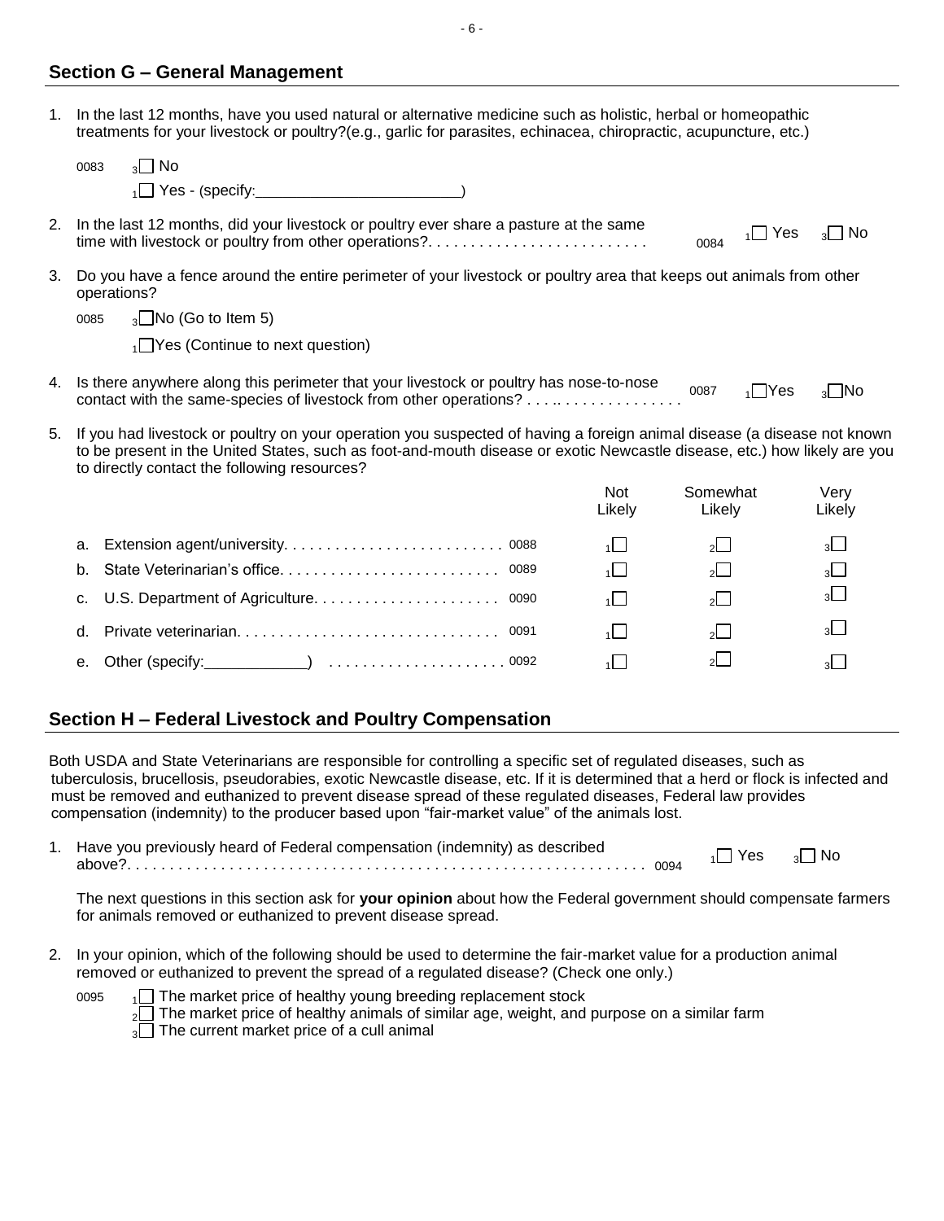## Section G – General Management

1. In the last 12 months, have you used natural or alternative medicine such as holistic, herbal or homeopathic treatments for your livestock or poultry?(e.g., garlic for parasites, echinacea, chiropractic, acupuncture, etc.)

   0083 ₃☐ No

   ₁☐ Yes - (specify:________________________)

2. In the last 12 months, did your livestock or poultry ever share a pasture at the same time with livestock or poultry from other operations? . . . . . . . . . . . . . . . . . . . . . . . . . . 0084 ₁☐ Yes ₃☐ No

3. Do you have a fence around the entire perimeter of your livestock or poultry area that keeps out animals from other operations?

   0085 ₃☐ No (Go to Item 5)

   ₁☐ Yes (Continue to next question)

4. Is there anywhere along this perimeter that your livestock or poultry has nose-to-nose contact with the same-species of livestock from other operations? . . . . . . . . . . . . . . . . . . . . 0087 ₁☐ Yes ₃☐ No

5. If you had livestock or poultry on your operation you suspected of having a foreign animal disease (a disease not known to be present in the United States, such as foot-and-mouth disease or exotic Newcastle disease, etc.) how likely are you to directly contact the following resources?

| | | Not Likely | Somewhat Likely | Very Likely |
|---|---|---|---|---|
| a. Extension agent/university. . . . . . . . . . . . . . . . . . . . . . . . . . | 0088 | ₁☐ | ₂☐ | ₃☐ |
| b. State Veterinarian's office. . . . . . . . . . . . . . . . . . . . . . . . . . | 0089 | ₁☐ | ₂☐ | ₃☐ |
| c. U.S. Department of Agriculture. . . . . . . . . . . . . . . . . . . . . . | 0090 | ₁☐ | ₂☐ | ₃☐ |
| d. Private veterinarian. . . . . . . . . . . . . . . . . . . . . . . . . . . . . . . | 0091 | ₁☐ | ₂☐ | ₃☐ |
| e. Other (specify:____________) . . . . . . . . . . . . . . . . . . . . . | 0092 | ₁☐ | ₂☐ | ₃☐ |

## Section H – Federal Livestock and Poultry Compensation

Both USDA and State Veterinarians are responsible for controlling a specific set of regulated diseases, such as tuberculosis, brucellosis, pseudorabies, exotic Newcastle disease, etc. If it is determined that a herd or flock is infected and must be removed and euthanized to prevent disease spread of these regulated diseases, Federal law provides compensation (indemnity) to the producer based upon "fair-market value" of the animals lost.

1. Have you previously heard of Federal compensation (indemnity) as described above?. . . . . . . . . . . . . . . . . . . . . . . . . . . . . . . . . . . . . . . . . . . . . . . . . . . . . . . . . . . 0094 ₁☐ Yes ₃☐ No

   The next questions in this section ask for **your opinion** about how the Federal government should compensate farmers for animals removed or euthanized to prevent disease spread.

2. In your opinion, which of the following should be used to determine the fair-market value for a production animal removed or euthanized to prevent the spread of a regulated disease? (Check one only.)

   0095 ₁☐ The market price of healthy young breeding replacement stock

   ₂☐ The market price of healthy animals of similar age, weight, and purpose on a similar farm

   ₃☐ The current market price of a cull animal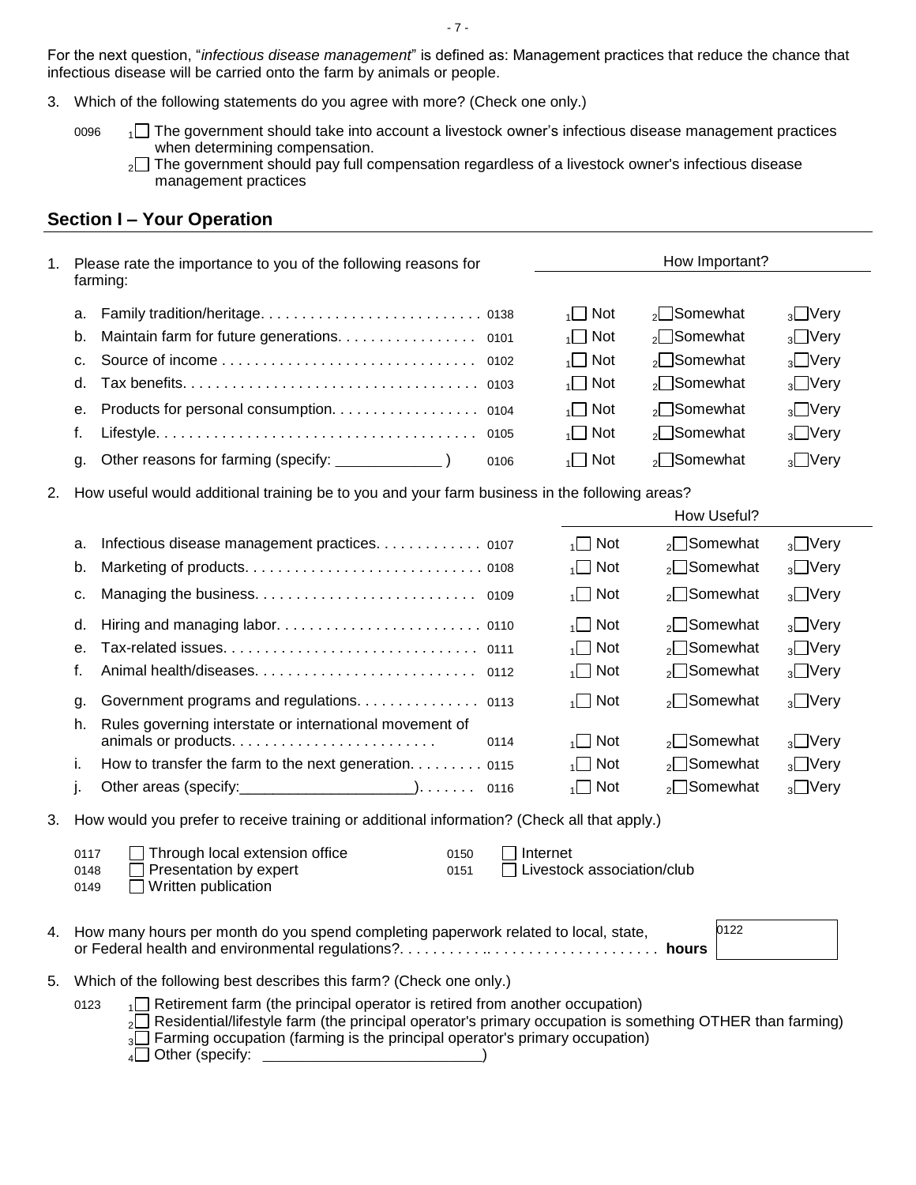For the next question, "*infectious disease management*" is defined as: Management practices that reduce the chance that infectious disease will be carried onto the farm by animals or people.

3. Which of the following statements do you agree with more? (Check one only.)

   0096
   - 1☐ The government should take into account a livestock owner's infectious disease management practices when determining compensation.
   - 2☐ The government should pay full compensation regardless of a livestock owner's infectious disease management practices

## Section I – Your Operation

1. Please rate the importance to you of the following reasons for farming:

| | | | How Important? | | |
|---|---|---|---|---|---|
| a. | Family tradition/heritage | 0138 | 1☐ Not | 2☐ Somewhat | 3☐ Very |
| b. | Maintain farm for future generations | 0101 | 1☐ Not | 2☐ Somewhat | 3☐ Very |
| c. | Source of income | 0102 | 1☐ Not | 2☐ Somewhat | 3☐ Very |
| d. | Tax benefits | 0103 | 1☐ Not | 2☐ Somewhat | 3☐ Very |
| e. | Products for personal consumption | 0104 | 1☐ Not | 2☐ Somewhat | 3☐ Very |
| f. | Lifestyle | 0105 | 1☐ Not | 2☐ Somewhat | 3☐ Very |
| g. | Other reasons for farming (specify: ____________ ) | 0106 | 1☐ Not | 2☐ Somewhat | 3☐ Very |

2. How useful would additional training be to you and your farm business in the following areas?

| | | | How Useful? | | |
|---|---|---|---|---|---|
| a. | Infectious disease management practices | 0107 | 1☐ Not | 2☐ Somewhat | 3☐ Very |
| b. | Marketing of products | 0108 | 1☐ Not | 2☐ Somewhat | 3☐ Very |
| c. | Managing the business | 0109 | 1☐ Not | 2☐ Somewhat | 3☐ Very |
| d. | Hiring and managing labor | 0110 | 1☐ Not | 2☐ Somewhat | 3☐ Very |
| e. | Tax-related issues | 0111 | 1☐ Not | 2☐ Somewhat | 3☐ Very |
| f. | Animal health/diseases | 0112 | 1☐ Not | 2☐ Somewhat | 3☐ Very |
| g. | Government programs and regulations | 0113 | 1☐ Not | 2☐ Somewhat | 3☐ Very |
| h. | Rules governing interstate or international movement of animals or products | 0114 | 1☐ Not | 2☐ Somewhat | 3☐ Very |
| i. | How to transfer the farm to the next generation | 0115 | 1☐ Not | 2☐ Somewhat | 3☐ Very |
| j. | Other areas (specify:____________________) | 0116 | 1☐ Not | 2☐ Somewhat | 3☐ Very |

3. How would you prefer to receive training or additional information? (Check all that apply.)

   - 0117 ☐ Through local extension office
   - 0148 ☐ Presentation by expert
   - 0149 ☐ Written publication
   - 0150 ☐ Internet
   - 0151 ☐ Livestock association/club

4. How many hours per month do you spend completing paperwork related to local, state, or Federal health and environmental regulations? **hours** [0122 ________ ]

5. Which of the following best describes this farm? (Check one only.)

   0123
   - 1☐ Retirement farm (the principal operator is retired from another occupation)
   - 2☐ Residential/lifestyle farm (the principal operator's primary occupation is something OTHER than farming)
   - 3☐ Farming occupation (farming is the principal operator's primary occupation)
   - 4☐ Other (specify: ________________________)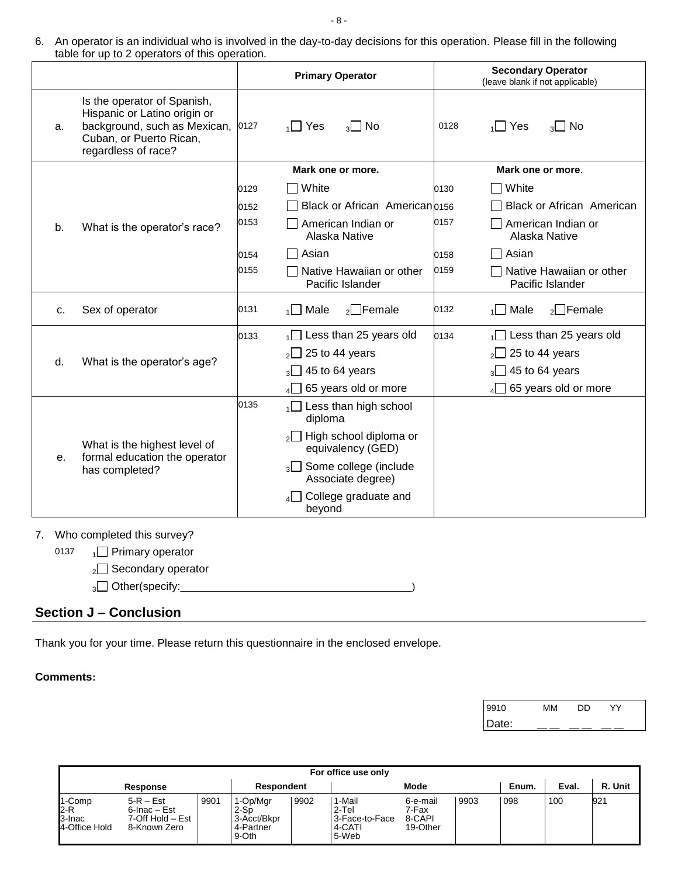6. An operator is an individual who is involved in the day-to-day decisions for this operation. Please fill in the following table for up to 2 operators of this operation.

| | | Primary Operator | Secondary Operator (leave blank if not applicable) |
|---|---|---|---|
| a. | Is the operator of Spanish, Hispanic or Latino origin or background, such as Mexican, Cuban, or Puerto Rican, regardless of race? | 0127 1☐ Yes 3☐ No | 0128 1☐ Yes 3☐ No |
| b. | What is the operator's race? | Mark one or more.<br>0129 ☐ White<br>0152 ☐ Black or African American<br>0153 ☐ American Indian or Alaska Native<br>0154 ☐ Asian<br>0155 ☐ Native Hawaiian or other Pacific Islander | Mark one or more.<br>0130 ☐ White<br>0156 ☐ Black or African American<br>0157 ☐ American Indian or Alaska Native<br>0158 ☐ Asian<br>0159 ☐ Native Hawaiian or other Pacific Islander |
| c. | Sex of operator | 0131 1☐ Male 2☐ Female | 0132 1☐ Male 2☐ Female |
| d. | What is the operator's age? | 0133 1☐ Less than 25 years old<br>2☐ 25 to 44 years<br>3☐ 45 to 64 years<br>4☐ 65 years old or more | 0134 1☐ Less than 25 years old<br>2☐ 25 to 44 years<br>3☐ 45 to 64 years<br>4☐ 65 years old or more |
| e. | What is the highest level of formal education the operator has completed? | 0135 1☐ Less than high school diploma<br>2☐ High school diploma or equivalency (GED)<br>3☐ Some college (include Associate degree)<br>4☐ College graduate and beyond | |

7. Who completed this survey?

0137 1☐ Primary operator
2☐ Secondary operator
3☐ Other(specify:______________________________)

## Section J – Conclusion

Thank you for your time. Please return this questionnaire in the enclosed envelope.

**Comments:**

| 9910 | MM | DD | YY |
|---|---|---|---|
| Date: | __ __ | __ __ | __ __ |

| For office use only | | | | | | | | | | |
|---|---|---|---|---|---|---|---|---|---|---|
| Response | | | Respondent | | Mode | | | Enum. | Eval. | R. Unit |
| 1-Comp<br>2-R<br>3-Inac<br>4-Office Hold | 5-R – Est<br>6-Inac – Est<br>7-Off Hold – Est<br>8-Known Zero | 9901 | 1-Op/Mgr<br>2-Sp<br>3-Acct/Bkpr<br>4-Partner<br>9-Oth | 9902 | 1-Mail<br>2-Tel<br>3-Face-to-Face<br>4-CATI<br>5-Web | 6-e-mail<br>7-Fax<br>8-CAPI<br>19-Other | 9903 | 098 | 100 | 921 |